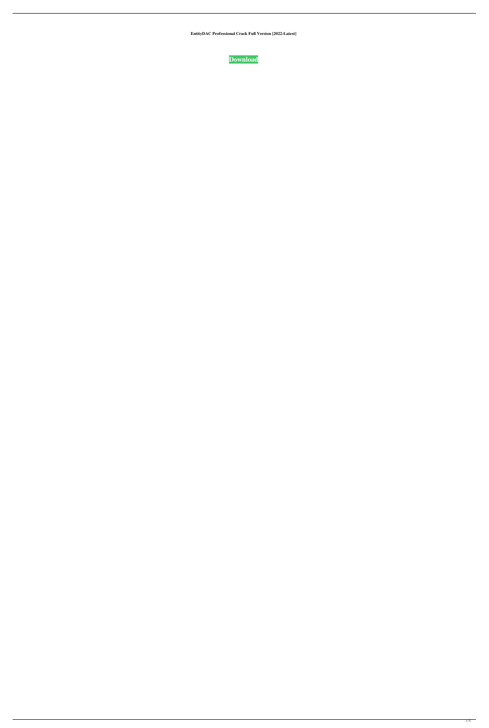**EntityDAC Professional Crack Full Version [2022-Latest]**

**Download**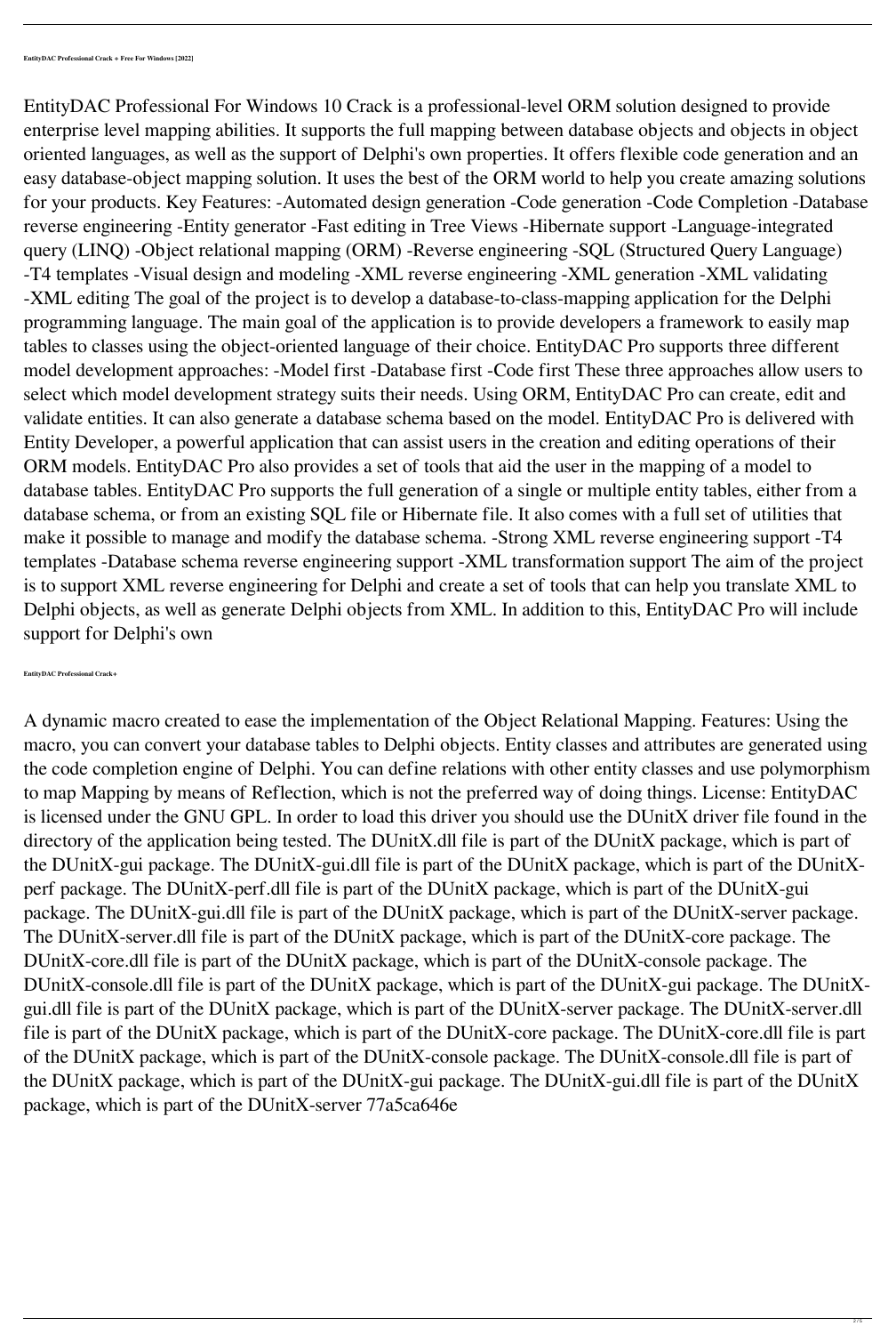**EntityDAC Professional Crack + Free For Windows [2022]**

EntityDAC Professional For Windows 10 Crack is a professional-level ORM solution designed to provide enterprise level mapping abilities. It supports the full mapping between database objects and objects in object oriented languages, as well as the support of Delphi's own properties. It offers flexible code generation and an easy database-object mapping solution. It uses the best of the ORM world to help you create amazing solutions for your products. Key Features: -Automated design generation -Code generation -Code Completion -Database reverse engineering -Entity generator -Fast editing in Tree Views -Hibernate support -Language-integrated query (LINQ) -Object relational mapping (ORM) -Reverse engineering -SQL (Structured Query Language) -T4 templates -Visual design and modeling -XML reverse engineering -XML generation -XML validating -XML editing The goal of the project is to develop a database-to-class-mapping application for the Delphi programming language. The main goal of the application is to provide developers a framework to easily map tables to classes using the object-oriented language of their choice. EntityDAC Pro supports three different model development approaches: -Model first -Database first -Code first These three approaches allow users to select which model development strategy suits their needs. Using ORM, EntityDAC Pro can create, edit and validate entities. It can also generate a database schema based on the model. EntityDAC Pro is delivered with Entity Developer, a powerful application that can assist users in the creation and editing operations of their ORM models. EntityDAC Pro also provides a set of tools that aid the user in the mapping of a model to database tables. EntityDAC Pro supports the full generation of a single or multiple entity tables, either from a database schema, or from an existing SQL file or Hibernate file. It also comes with a full set of utilities that make it possible to manage and modify the database schema. -Strong XML reverse engineering support -T4 templates -Database schema reverse engineering support -XML transformation support The aim of the project is to support XML reverse engineering for Delphi and create a set of tools that can help you translate XML to Delphi objects, as well as generate Delphi objects from XML. In addition to this, EntityDAC Pro will include support for Delphi's own

**EntityDAC Professional Crack+**

A dynamic macro created to ease the implementation of the Object Relational Mapping. Features: Using the macro, you can convert your database tables to Delphi objects. Entity classes and attributes are generated using the code completion engine of Delphi. You can define relations with other entity classes and use polymorphism to map Mapping by means of Reflection, which is not the preferred way of doing things. License: EntityDAC is licensed under the GNU GPL. In order to load this driver you should use the DUnitX driver file found in the directory of the application being tested. The DUnitX.dll file is part of the DUnitX package, which is part of the DUnitX-gui package. The DUnitX-gui.dll file is part of the DUnitX package, which is part of the DUnitX-perf package. The DUnitX-perf.dll file is part of the DUnitX package, which is part of the DUnitX-gui package. The DUnitX-gui.dll file is part of the DUnitX package, which is part of the DUnitX-server package. The DUnitX-server.dll file is part of the DUnitX package, which is part of the DUnitX-core package. The DUnitX-core.dll file is part of the DUnitX package, which is part of the DUnitX-console package. The DUnitX-console.dll file is part of the DUnitX package, which is part of the DUnitX-gui package. The DUnitX-gui.dll file is part of the DUnitX package, which is part of the DUnitX-server package. The DUnitX-server.dll file is part of the DUnitX package, which is part of the DUnitX-core package. The DUnitX-core.dll file is part of the DUnitX package, which is part of the DUnitX-console package. The DUnitX-console.dll file is part of the DUnitX package, which is part of the DUnitX-gui package. The DUnitX-gui.dll file is part of the DUnitX package, which is part of the DUnitX-server 77a5ca646e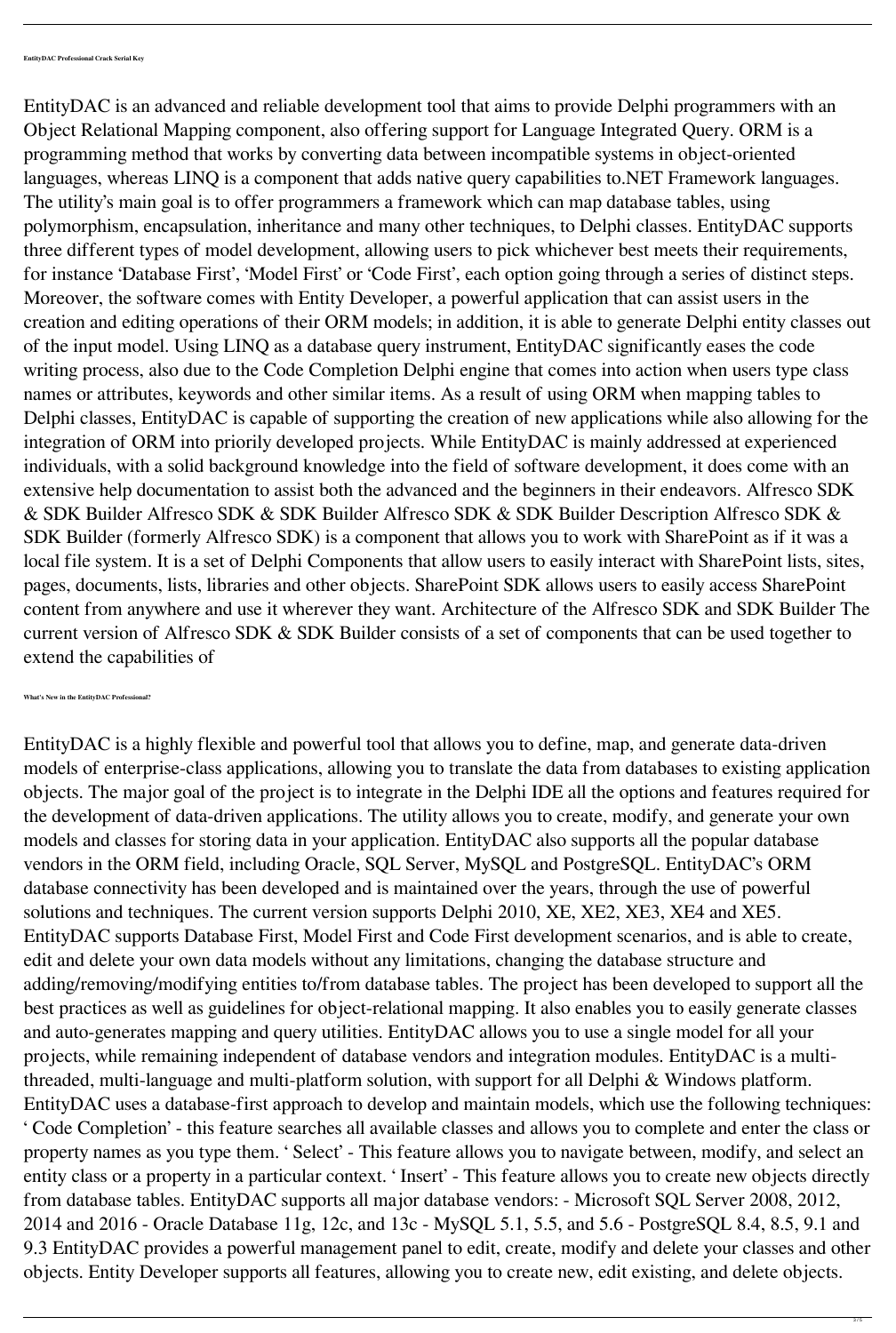#### EntityDAC Professional Crack Serial Key

EntityDAC is an advanced and reliable development tool that aims to provide Delphi programmers with an Object Relational Mapping component, also offering support for Language Integrated Query. ORM is a programming method that works by converting data between incompatible systems in object-oriented languages, whereas LINQ is a component that adds native query capabilities to.NET Framework languages. The utility's main goal is to offer programmers a framework which can map database tables, using polymorphism, encapsulation, inheritance and many other techniques, to Delphi classes. EntityDAC supports three different types of model development, allowing users to pick whichever best meets their requirements, for instance 'Database First', 'Model First' or 'Code First', each option going through a series of distinct steps. Moreover, the software comes with Entity Developer, a powerful application that can assist users in the creation and editing operations of their ORM models; in addition, it is able to generate Delphi entity classes out of the input model. Using LINQ as a database query instrument, EntityDAC significantly eases the code writing process, also due to the Code Completion Delphi engine that comes into action when users type class names or attributes, keywords and other similar items. As a result of using ORM when mapping tables to Delphi classes, EntityDAC is capable of supporting the creation of new applications while also allowing for the integration of ORM into priorily developed projects. While EntityDAC is mainly addressed at experienced individuals, with a solid background knowledge into the field of software development, it does come with an extensive help documentation to assist both the advanced and the beginners in their endeavors. Alfresco SDK & SDK Builder Alfresco SDK & SDK Builder Alfresco SDK & SDK Builder Description Alfresco SDK & SDK Builder (formerly Alfresco SDK) is a component that allows you to work with SharePoint as if it was a local file system. It is a set of Delphi Components that allow users to easily interact with SharePoint lists, sites, pages, documents, lists, libraries and other objects. SharePoint SDK allows users to easily access SharePoint content from anywhere and use it wherever they want. Architecture of the Alfresco SDK and SDK Builder The current version of Alfresco SDK & SDK Builder consists of a set of components that can be used together to extend the capabilities of

#### What's New in the EntityDAC Professional?

EntityDAC is a highly flexible and powerful tool that allows you to define, map, and generate data-driven models of enterprise-class applications, allowing you to translate the data from databases to existing application objects. The major goal of the project is to integrate in the Delphi IDE all the options and features required for the development of data-driven applications. The utility allows you to create, modify, and generate your own models and classes for storing data in your application. EntityDAC also supports all the popular database vendors in the ORM field, including Oracle, SQL Server, MySQL and PostgreSQL. EntityDAC's ORM database connectivity has been developed and is maintained over the years, through the use of powerful solutions and techniques. The current version supports Delphi 2010, XE, XE2, XE3, XE4 and XE5. EntityDAC supports Database First, Model First and Code First development scenarios, and is able to create, edit and delete your own data models without any limitations, changing the database structure and adding/removing/modifying entities to/from database tables. The project has been developed to support all the best practices as well as guidelines for object-relational mapping. It also enables you to easily generate classes and auto-generates mapping and query utilities. EntityDAC allows you to use a single model for all your projects, while remaining independent of database vendors and integration modules. EntityDAC is a multi-threaded, multi-language and multi-platform solution, with support for all Delphi & Windows platform. EntityDAC uses a database-first approach to develop and maintain models, which use the following techniques: ' Code Completion' - this feature searches all available classes and allows you to complete and enter the class or property names as you type them. ' Select' - This feature allows you to navigate between, modify, and select an entity class or a property in a particular context. ' Insert' - This feature allows you to create new objects directly from database tables. EntityDAC supports all major database vendors: - Microsoft SQL Server 2008, 2012, 2014 and 2016 - Oracle Database 11g, 12c, and 13c - MySQL 5.1, 5.5, and 5.6 - PostgreSQL 8.4, 8.5, 9.1 and 9.3 EntityDAC provides a powerful management panel to edit, create, modify and delete your classes and other objects. Entity Developer supports all features, allowing you to create new, edit existing, and delete objects.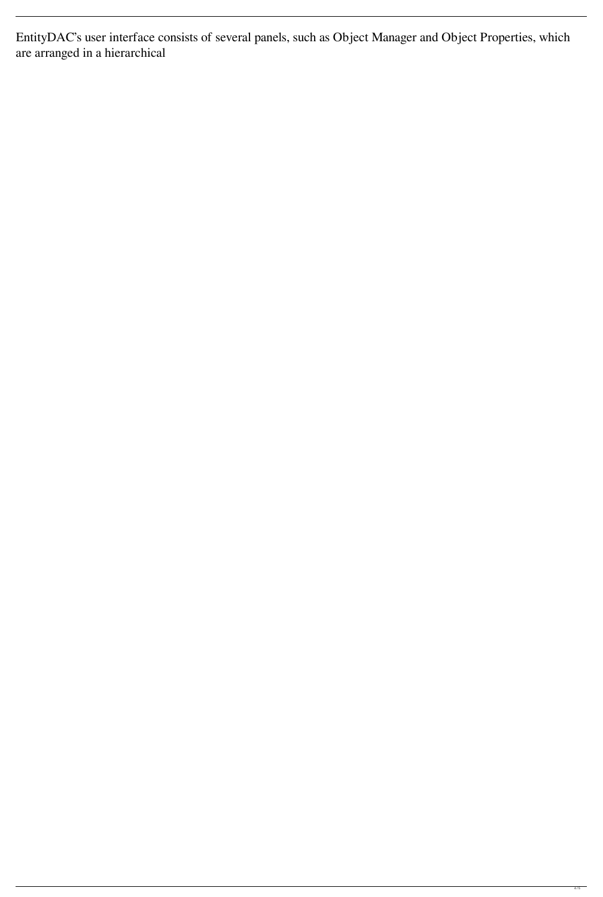EntityDAC's user interface consists of several panels, such as Object Manager and Object Properties, which are arranged in a hierarchical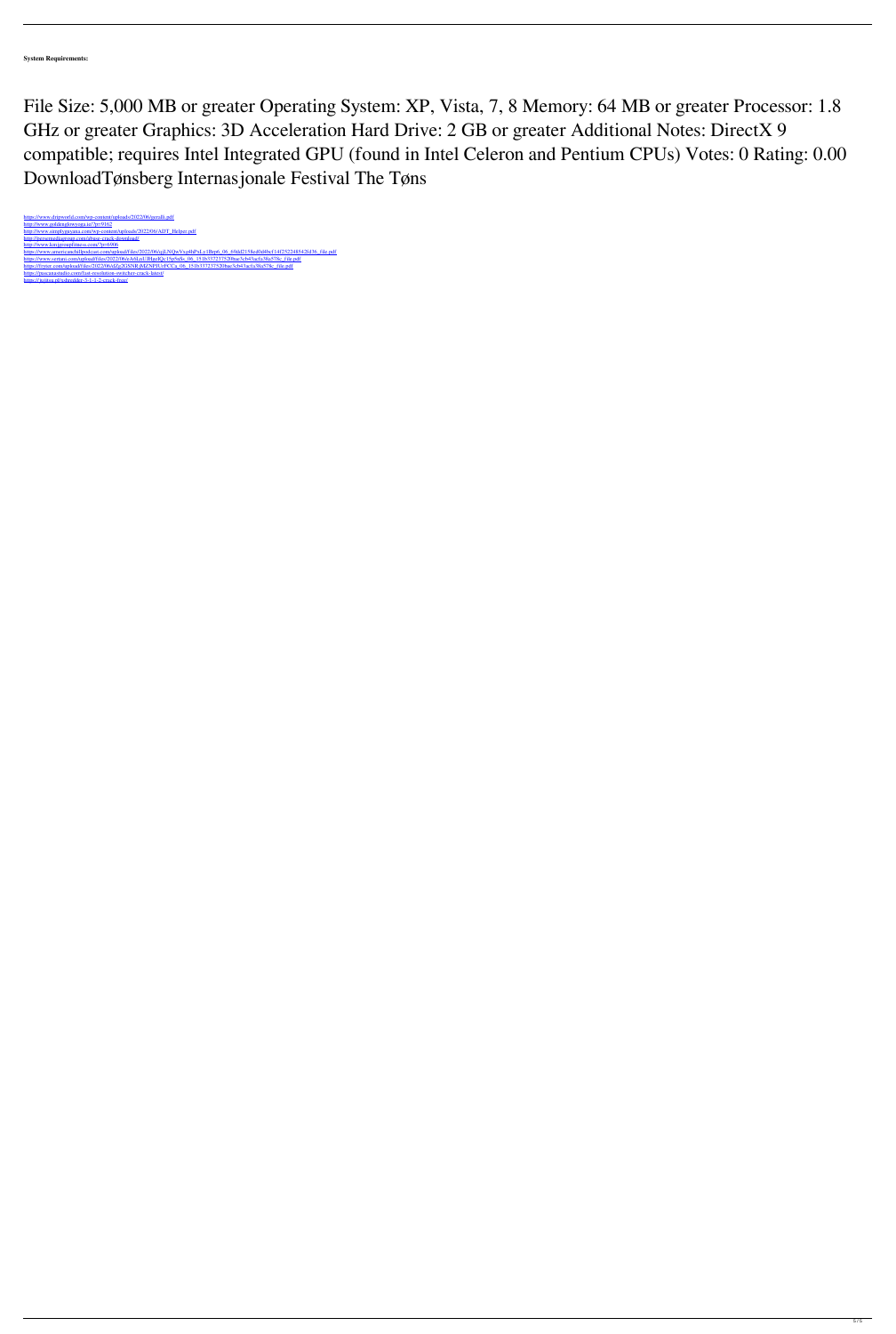**System Requirements:**

File Size: 5,000 MB or greater Operating System: XP, Vista, 7, 8 Memory: 64 MB or greater Processor: 1.8 GHz or greater Graphics: 3D Acceleration Hard Drive: 2 GB or greater Additional Notes: DirectX 9 compatible; requires Intel Integrated GPU (found in Intel Celeron and Pentium CPUs) Votes: 0 Rating: 0.00 DownloadTønsberg Internasjonale Festival The Tøns

https://www.dripworld.com/wp-content/uploads/2022/06/geralli.pdf
http://www.goldenglowyoga.ie/?p=9162
http://www.simplyguyana.com/wp-content/uploads/2022/06/AIDT_Helper.pdf
http://gomeemediagroup.com/dbase-crack-download/
http://www.kenjigroupfitness.com/?p=6906
https://www.americanchillpodcast.com/upload/files/2022/06/qjLNQuVxp4hPsLx1Brp6_06_f(0dd2158cd0d4bcf14f2522485428d36_file.pdf
https://www.sertianz.com/upload/files/2022/06/eA6LnUJHgoKQc15p5u6s_06_151b33723752l0bae5cb43acfa38a578c_file.pdf
https://fryter.com/upload/files/2022/06/dZgXGSNRjMZNPIUsFCCa_06_151b337237520bae5cb43acfa38a578c_file.pdf
http://pussymusstudio.com/fast-resolution-switcher-crack-latest/
https://inuise.pl/sshredder-3-1-1-2-crack-free/